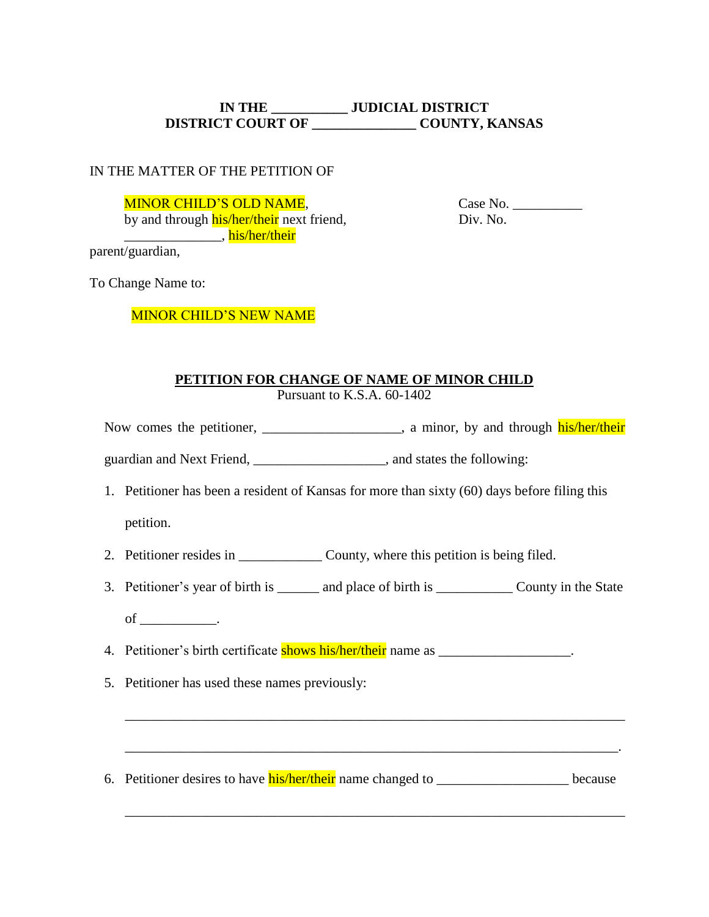**IN THE \_\_\_\_\_\_\_\_\_\_\_ JUDICIAL DISTRICT**
**DISTRICT COURT OF \_\_\_\_\_\_\_\_\_\_\_\_\_\_\_ COUNTY, KANSAS**

IN THE MATTER OF THE PETITION OF

MINOR CHILD'S OLD NAME,
by and through his/her/their next friend,
\_\_\_\_\_\_\_\_\_\_\_\_\_\_\_, his/her/their
parent/guardian,

Case No. \_\_\_\_\_\_\_\_\_\_
Div. No.

To Change Name to:

MINOR CHILD'S NEW NAME

**PETITION FOR CHANGE OF NAME OF MINOR CHILD**
Pursuant to K.S.A. 60-1402

Now comes the petitioner, \_\_\_\_\_\_\_\_\_\_\_\_\_\_\_\_\_\_\_\_, a minor, by and through his/her/their guardian and Next Friend, \_\_\_\_\_\_\_\_\_\_\_\_\_\_\_\_\_\_\_, and states the following:

1. Petitioner has been a resident of Kansas for more than sixty (60) days before filing this petition.
2. Petitioner resides in \_\_\_\_\_\_\_\_\_\_\_\_ County, where this petition is being filed.
3. Petitioner's year of birth is \_\_\_\_\_\_ and place of birth is \_\_\_\_\_\_\_\_\_\_\_ County in the State of \_\_\_\_\_\_\_\_\_\_\_.
4. Petitioner's birth certificate shows his/her/their name as \_\_\_\_\_\_\_\_\_\_\_\_\_\_\_\_\_\_\_.
5. Petitioner has used these names previously:

   \_\_\_\_\_\_\_\_\_\_\_\_\_\_\_\_\_\_\_\_\_\_\_\_\_\_\_\_\_\_\_\_\_\_\_\_\_\_\_\_\_\_\_\_\_\_\_\_\_\_\_\_\_\_\_\_\_\_\_\_\_\_\_\_\_\_\_\_

   \_\_\_\_\_\_\_\_\_\_\_\_\_\_\_\_\_\_\_\_\_\_\_\_\_\_\_\_\_\_\_\_\_\_\_\_\_\_\_\_\_\_\_\_\_\_\_\_\_\_\_\_\_\_\_\_\_\_\_\_\_\_\_\_\_\_\_.

6. Petitioner desires to have his/her/their name changed to \_\_\_\_\_\_\_\_\_\_\_\_\_\_\_\_\_\_\_ because

   \_\_\_\_\_\_\_\_\_\_\_\_\_\_\_\_\_\_\_\_\_\_\_\_\_\_\_\_\_\_\_\_\_\_\_\_\_\_\_\_\_\_\_\_\_\_\_\_\_\_\_\_\_\_\_\_\_\_\_\_\_\_\_\_\_\_\_\_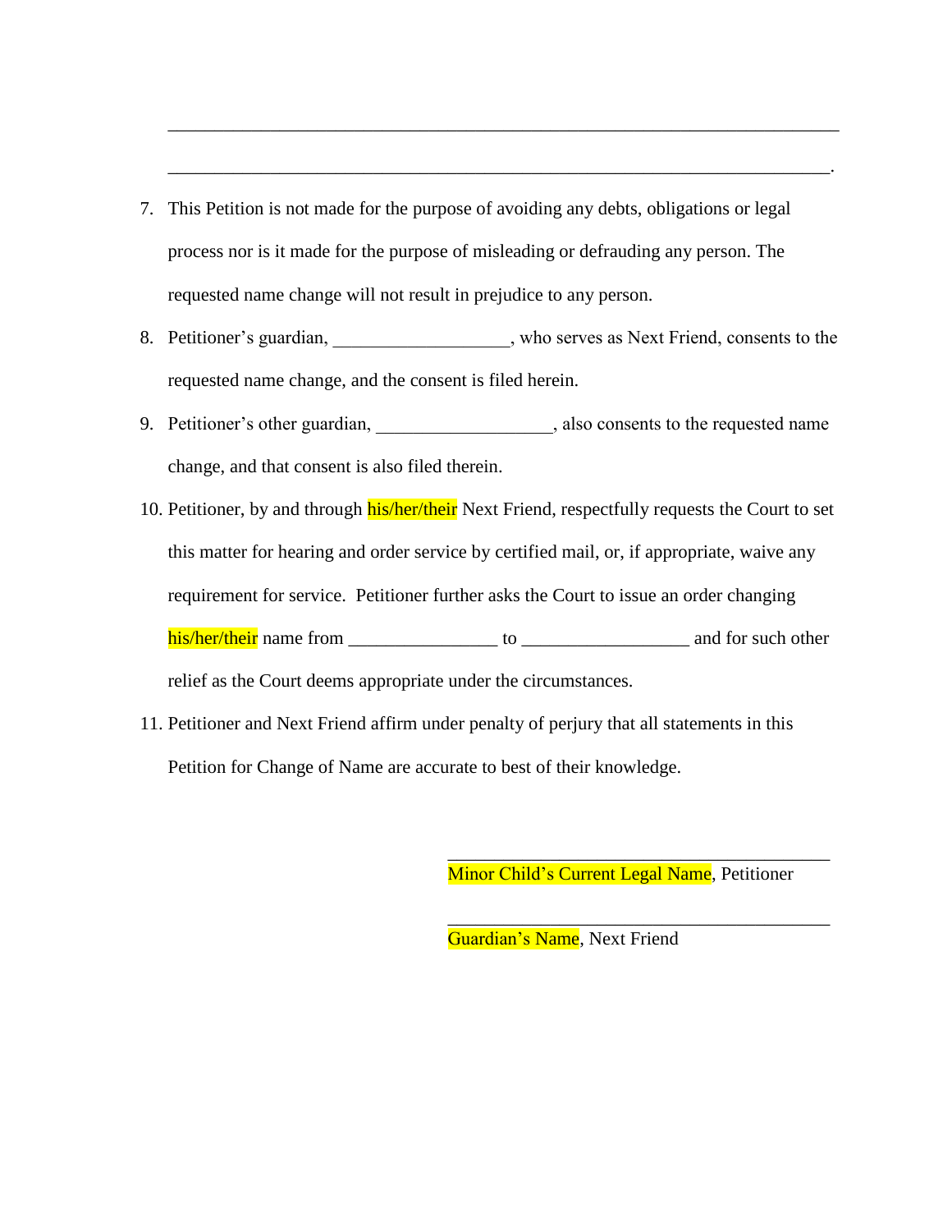\_\_\_\_\_\_\_\_\_\_\_\_\_\_\_\_\_\_\_\_\_\_\_\_\_\_\_\_\_\_\_\_\_\_\_\_\_\_\_\_\_\_\_\_\_\_\_\_\_\_\_\_\_\_\_\_\_\_\_\_\_\_\_\_\_\_\_\_\_\_\_\_

\_\_\_\_\_\_\_\_\_\_\_\_\_\_\_\_\_\_\_\_\_\_\_\_\_\_\_\_\_\_\_\_\_\_\_\_\_\_\_\_\_\_\_\_\_\_\_\_\_\_\_\_\_\_\_\_\_\_\_\_\_\_\_\_\_\_\_\_\_\_\_.

7. This Petition is not made for the purpose of avoiding any debts, obligations or legal process nor is it made for the purpose of misleading or defrauding any person. The requested name change will not result in prejudice to any person.
8. Petitioner's guardian, \_\_\_\_\_\_\_\_\_\_\_\_\_\_\_\_\_\_\_, who serves as Next Friend, consents to the requested name change, and the consent is filed herein.
9. Petitioner's other guardian, \_\_\_\_\_\_\_\_\_\_\_\_\_\_\_\_\_\_\_, also consents to the requested name change, and that consent is also filed therein.
10. Petitioner, by and through his/her/their Next Friend, respectfully requests the Court to set this matter for hearing and order service by certified mail, or, if appropriate, waive any requirement for service. Petitioner further asks the Court to issue an order changing his/her/their name from \_\_\_\_\_\_\_\_\_\_\_\_\_\_\_\_ to \_\_\_\_\_\_\_\_\_\_\_\_\_\_\_\_\_\_ and for such other relief as the Court deems appropriate under the circumstances.
11. Petitioner and Next Friend affirm under penalty of perjury that all statements in this Petition for Change of Name are accurate to best of their knowledge.

\_\_\_\_\_\_\_\_\_\_\_\_\_\_\_\_\_\_\_\_\_\_\_\_\_\_\_\_\_\_\_\_\_\_\_\_\_\_\_\_\_\_

Minor Child's Current Legal Name, Petitioner

\_\_\_\_\_\_\_\_\_\_\_\_\_\_\_\_\_\_\_\_\_\_\_\_\_\_\_\_\_\_\_\_\_\_\_\_\_\_\_\_\_\_

Guardian's Name, Next Friend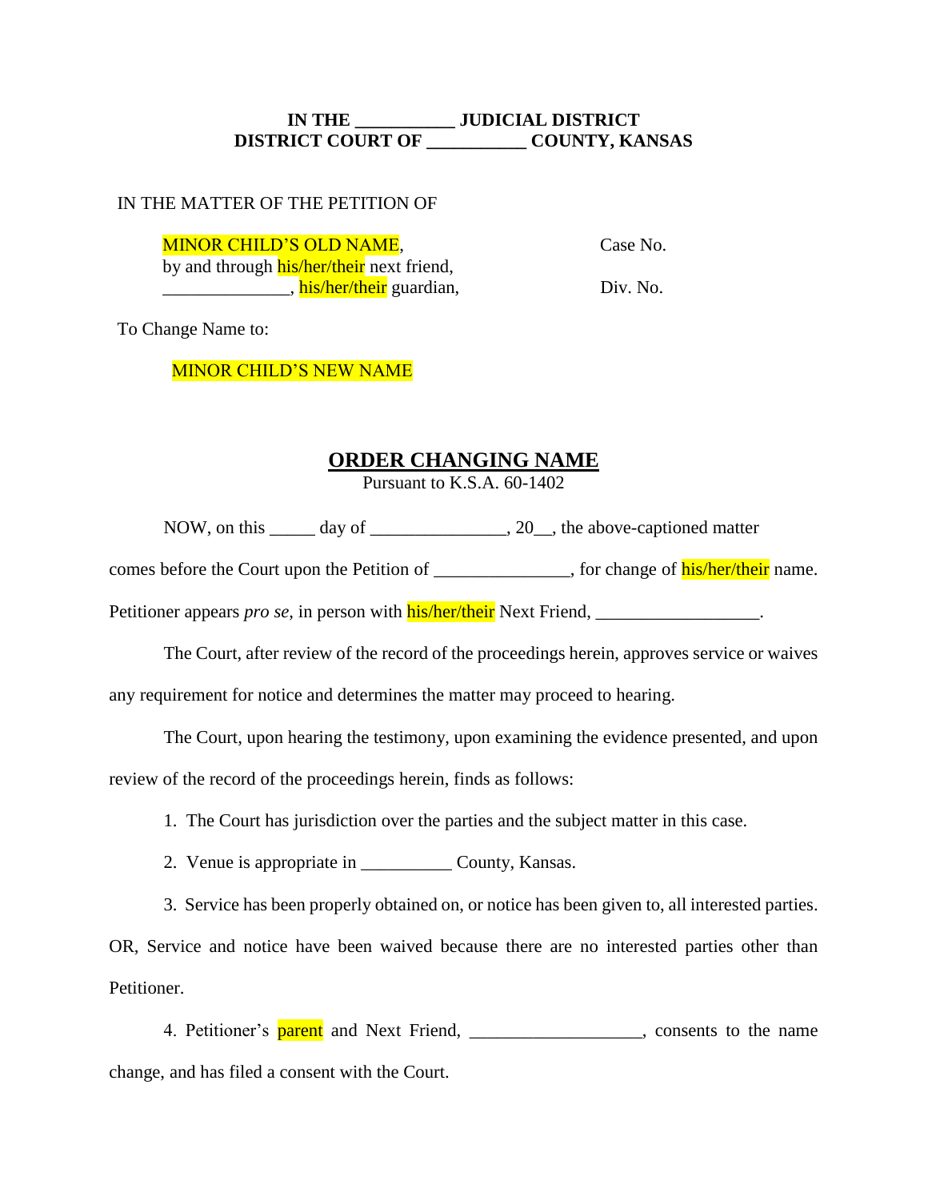**IN THE \_\_\_\_\_\_\_\_\_\_\_ JUDICIAL DISTRICT**
**DISTRICT COURT OF \_\_\_\_\_\_\_\_\_\_\_ COUNTY, KANSAS**

IN THE MATTER OF THE PETITION OF

| | |
|---|---|
| MINOR CHILD'S OLD NAME, | Case No. |
| by and through his/her/their next friend, | |
| \_\_\_\_\_\_\_\_\_\_\_\_\_\_, his/her/their guardian, | Div. No. |

To Change Name to:

MINOR CHILD'S NEW NAME

## ORDER CHANGING NAME

Pursuant to K.S.A. 60-1402

NOW, on this \_\_\_\_\_ day of \_\_\_\_\_\_\_\_\_\_\_\_\_\_\_, 20\_\_, the above-captioned matter comes before the Court upon the Petition of \_\_\_\_\_\_\_\_\_\_\_\_\_\_\_, for change of his/her/their name. Petitioner appears *pro se*, in person with his/her/their Next Friend, \_\_\_\_\_\_\_\_\_\_\_\_\_\_\_\_\_\_.

The Court, after review of the record of the proceedings herein, approves service or waives any requirement for notice and determines the matter may proceed to hearing.

The Court, upon hearing the testimony, upon examining the evidence presented, and upon review of the record of the proceedings herein, finds as follows:

1. The Court has jurisdiction over the parties and the subject matter in this case.

2. Venue is appropriate in \_\_\_\_\_\_\_\_\_\_ County, Kansas.

3. Service has been properly obtained on, or notice has been given to, all interested parties. OR, Service and notice have been waived because there are no interested parties other than Petitioner.

4. Petitioner's parent and Next Friend, \_\_\_\_\_\_\_\_\_\_\_\_\_\_\_\_\_\_\_, consents to the name change, and has filed a consent with the Court.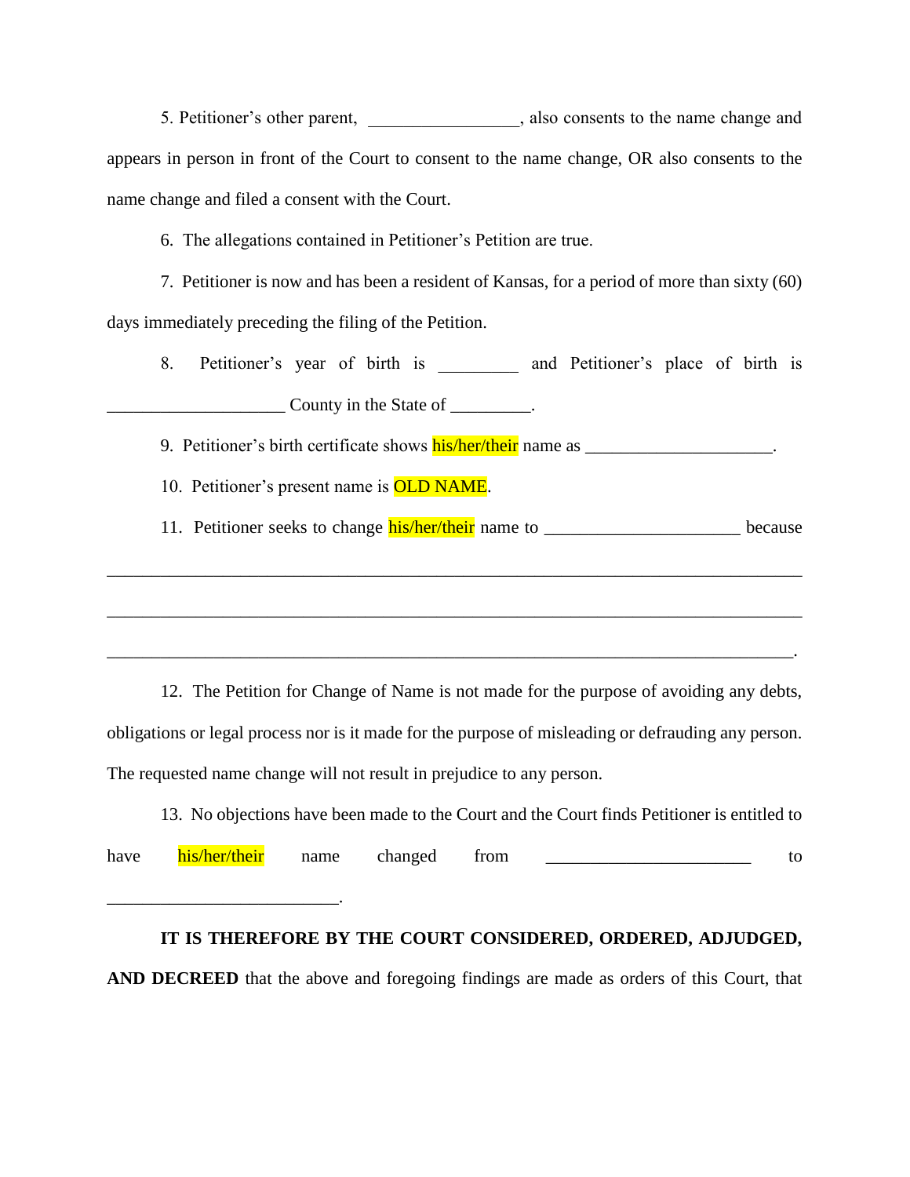5. Petitioner's other parent, _________________, also consents to the name change and appears in person in front of the Court to consent to the name change, OR also consents to the name change and filed a consent with the Court.

6. The allegations contained in Petitioner's Petition are true.

7. Petitioner is now and has been a resident of Kansas, for a period of more than sixty (60) days immediately preceding the filing of the Petition.

8. Petitioner's year of birth is _________ and Petitioner's place of birth is ____________________ County in the State of _________.

9. Petitioner's birth certificate shows his/her/their name as _____________________.

10. Petitioner's present name is OLD NAME.

11. Petitioner seeks to change his/her/their name to ______________________ because _____________________________________________________________________________ _____________________________________________________________________________ _____________________________________________________________________________.

12. The Petition for Change of Name is not made for the purpose of avoiding any debts, obligations or legal process nor is it made for the purpose of misleading or defrauding any person. The requested name change will not result in prejudice to any person.

13. No objections have been made to the Court and the Court finds Petitioner is entitled to have his/her/their name changed from _______________________ to __________________________.

**IT IS THEREFORE BY THE COURT CONSIDERED, ORDERED, ADJUDGED, AND DECREED** that the above and foregoing findings are made as orders of this Court, that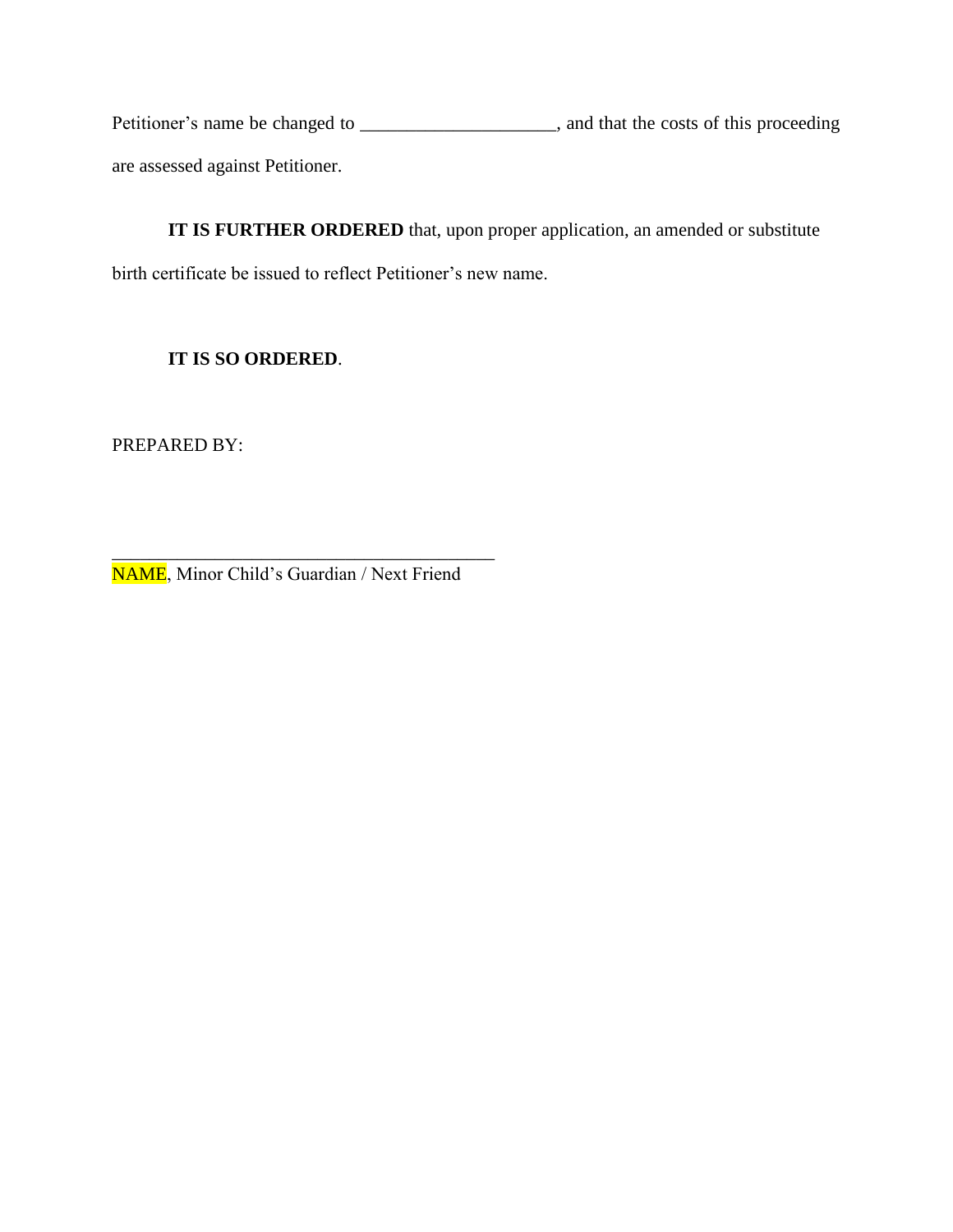Petitioner’s name be changed to _____________________, and that the costs of this proceeding are assessed against Petitioner.

**IT IS FURTHER ORDERED** that, upon proper application, an amended or substitute birth certificate be issued to reflect Petitioner’s new name.

**IT IS SO ORDERED**.

PREPARED BY:

_________________________________________
NAME, Minor Child’s Guardian / Next Friend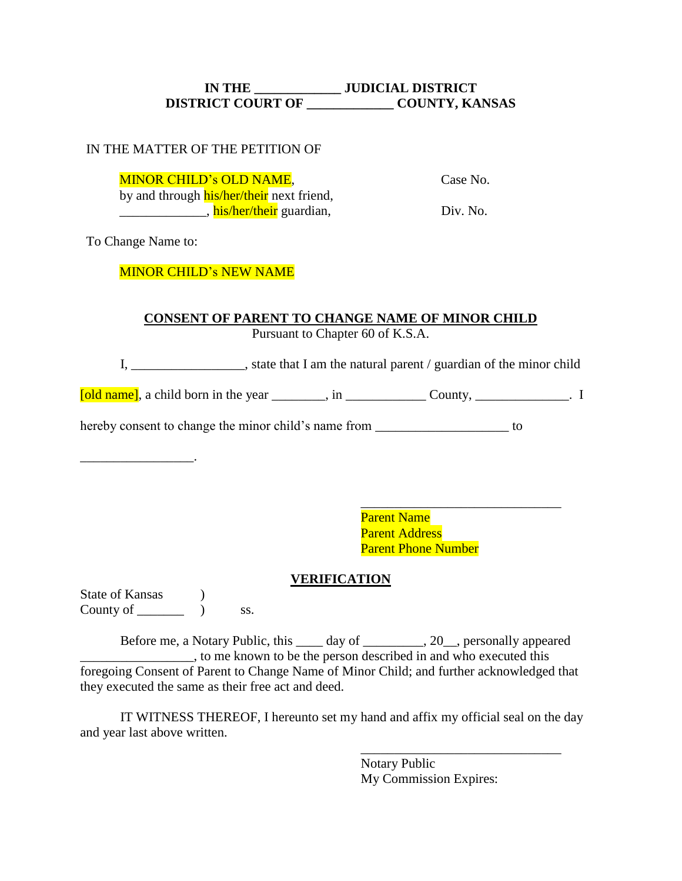**IN THE \_\_\_\_\_\_\_\_\_\_\_\_\_ JUDICIAL DISTRICT**
**DISTRICT COURT OF \_\_\_\_\_\_\_\_\_\_\_\_\_ COUNTY, KANSAS**

IN THE MATTER OF THE PETITION OF

MINOR CHILD's OLD NAME,
by and through his/her/their next friend,
\_\_\_\_\_\_\_\_\_\_\_\_\_\_, his/her/their guardian,

Case No.

Div. No.

To Change Name to:

MINOR CHILD's NEW NAME

## CONSENT OF PARENT TO CHANGE NAME OF MINOR CHILD

Pursuant to Chapter 60 of K.S.A.

I, \_\_\_\_\_\_\_\_\_\_\_\_\_\_\_\_\_, state that I am the natural parent / guardian of the minor child [old name], a child born in the year \_\_\_\_\_\_\_\_, in \_\_\_\_\_\_\_\_\_\_\_\_ County, \_\_\_\_\_\_\_\_\_\_\_\_\_\_. I hereby consent to change the minor child's name from \_\_\_\_\_\_\_\_\_\_\_\_\_\_\_\_\_\_\_\_ to \_\_\_\_\_\_\_\_\_\_\_\_\_\_\_\_\_.

\_\_\_\_\_\_\_\_\_\_\_\_\_\_\_\_\_\_\_\_\_\_\_\_\_\_\_\_\_\_\_
Parent Name
Parent Address
Parent Phone Number

## VERIFICATION

State of Kansas )
County of \_\_\_\_\_\_\_ ) ss.

Before me, a Notary Public, this \_\_\_\_ day of \_\_\_\_\_\_\_\_\_, 20\_\_, personally appeared \_\_\_\_\_\_\_\_\_\_\_\_\_\_\_\_\_, to me known to be the person described in and who executed this foregoing Consent of Parent to Change Name of Minor Child; and further acknowledged that they executed the same as their free act and deed.

IT WITNESS THEREOF, I hereunto set my hand and affix my official seal on the day and year last above written.

\_\_\_\_\_\_\_\_\_\_\_\_\_\_\_\_\_\_\_\_\_\_\_\_\_\_\_\_\_\_\_
Notary Public
My Commission Expires: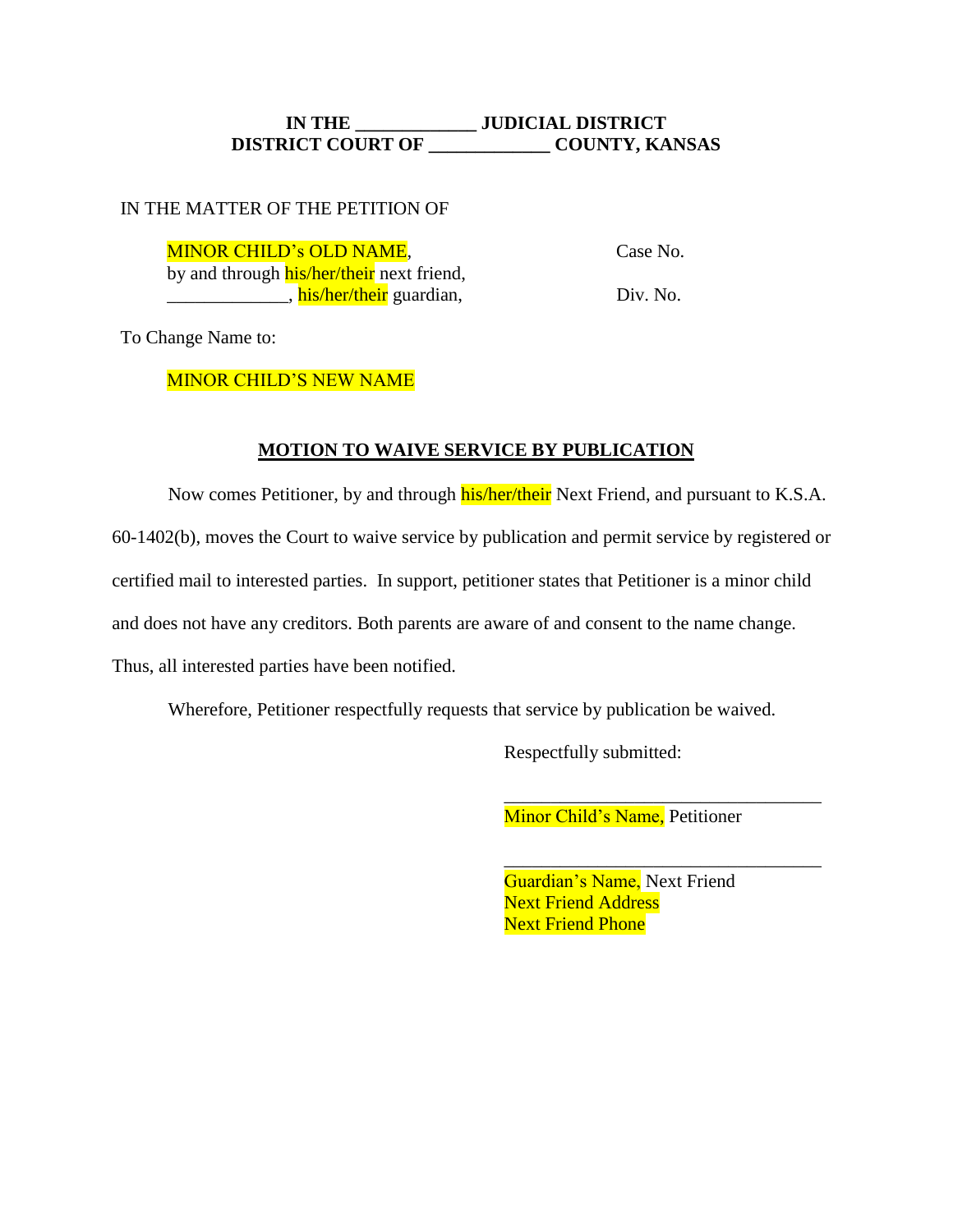**IN THE \_\_\_\_\_\_\_\_\_\_\_\_\_ JUDICIAL DISTRICT**
**DISTRICT COURT OF \_\_\_\_\_\_\_\_\_\_\_\_\_ COUNTY, KANSAS**

IN THE MATTER OF THE PETITION OF

MINOR CHILD's OLD NAME,
by and through his/her/their next friend,
\_\_\_\_\_\_\_\_\_\_\_\_\_, his/her/their guardian,

Case No.

Div. No.

To Change Name to:

MINOR CHILD'S NEW NAME

**MOTION TO WAIVE SERVICE BY PUBLICATION**

Now comes Petitioner, by and through his/her/their Next Friend, and pursuant to K.S.A. 60-1402(b), moves the Court to waive service by publication and permit service by registered or certified mail to interested parties. In support, petitioner states that Petitioner is a minor child and does not have any creditors. Both parents are aware of and consent to the name change. Thus, all interested parties have been notified.

Wherefore, Petitioner respectfully requests that service by publication be waived.

Respectfully submitted:

\_\_\_\_\_\_\_\_\_\_\_\_\_\_\_\_\_\_\_\_\_\_\_\_\_\_\_\_\_\_\_\_\_\_
Minor Child's Name, Petitioner

\_\_\_\_\_\_\_\_\_\_\_\_\_\_\_\_\_\_\_\_\_\_\_\_\_\_\_\_\_\_\_\_\_\_
Guardian's Name, Next Friend
Next Friend Address
Next Friend Phone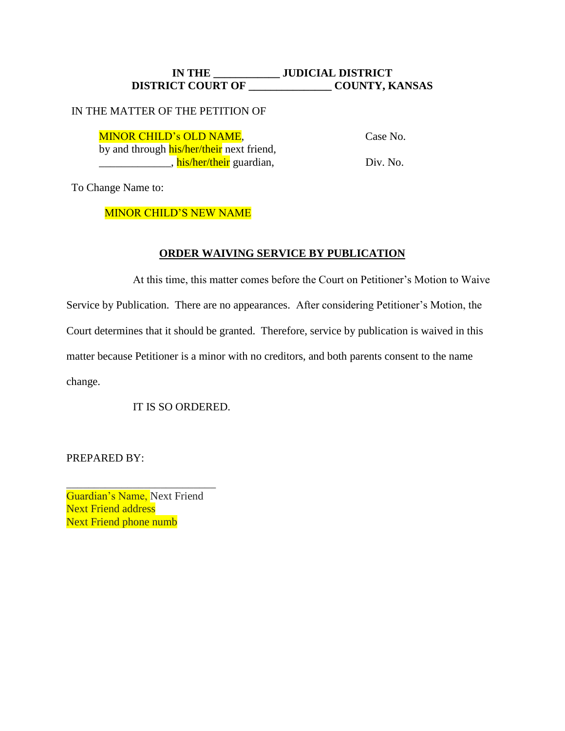**IN THE \_\_\_\_\_\_\_\_\_\_\_\_ JUDICIAL DISTRICT**
**DISTRICT COURT OF \_\_\_\_\_\_\_\_\_\_\_\_\_\_\_ COUNTY, KANSAS**

IN THE MATTER OF THE PETITION OF

MINOR CHILD's OLD NAME,
by and through his/her/their next friend,
\_\_\_\_\_\_\_\_\_\_\_\_\_, his/her/their guardian,

Case No.

Div. No.

To Change Name to:

MINOR CHILD'S NEW NAME

**ORDER WAIVING SERVICE BY PUBLICATION**

At this time, this matter comes before the Court on Petitioner's Motion to Waive Service by Publication. There are no appearances. After considering Petitioner's Motion, the Court determines that it should be granted. Therefore, service by publication is waived in this matter because Petitioner is a minor with no creditors, and both parents consent to the name change.

IT IS SO ORDERED.

PREPARED BY:

\_\_\_\_\_\_\_\_\_\_\_\_\_\_\_\_\_\_\_\_\_\_\_\_\_\_\_\_
Guardian's Name, Next Friend
Next Friend address
Next Friend phone numb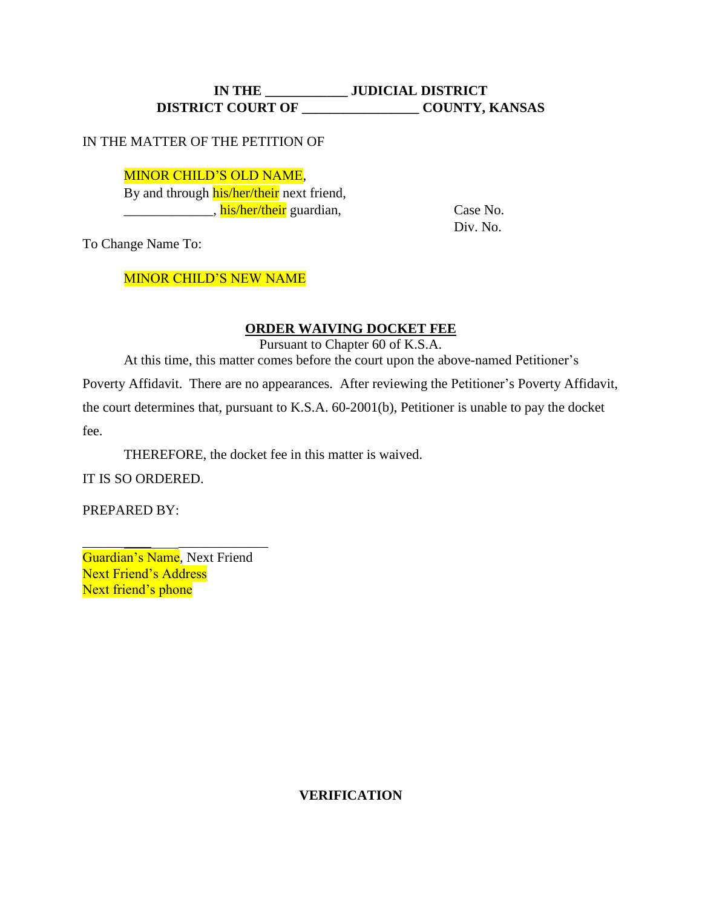**IN THE ____________ JUDICIAL DISTRICT**
**DISTRICT COURT OF _________________ COUNTY, KANSAS**

IN THE MATTER OF THE PETITION OF

MINOR CHILD'S OLD NAME,
By and through his/her/their next friend,
_____________, his/her/their guardian,

Case No.
Div. No.

To Change Name To:

MINOR CHILD'S NEW NAME

**ORDER WAIVING DOCKET FEE**

Pursuant to Chapter 60 of K.S.A.

At this time, this matter comes before the court upon the above-named Petitioner's Poverty Affidavit. There are no appearances. After reviewing the Petitioner's Poverty Affidavit, the court determines that, pursuant to K.S.A. 60-2001(b), Petitioner is unable to pay the docket fee.

THEREFORE, the docket fee in this matter is waived.

IT IS SO ORDERED.

PREPARED BY:

_________________________
Guardian's Name, Next Friend
Next Friend's Address
Next friend's phone

**VERIFICATION**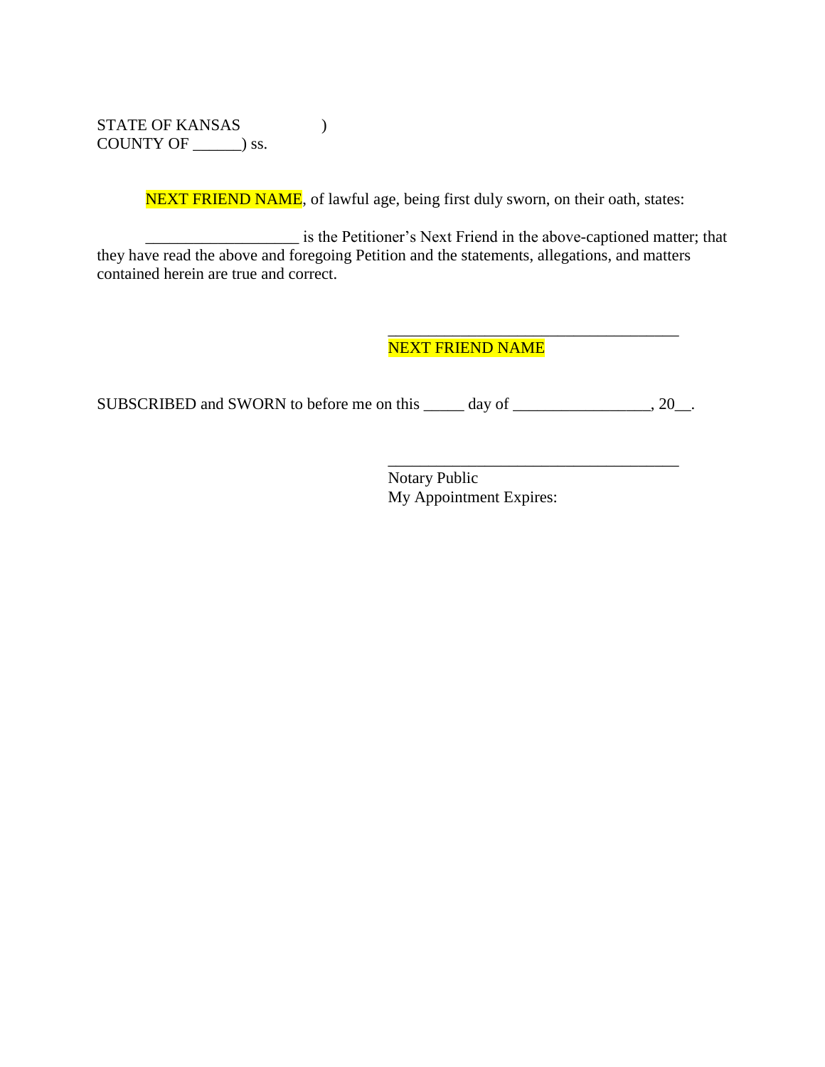STATE OF KANSAS )
COUNTY OF ______) ss.

NEXT FRIEND NAME, of lawful age, being first duly sworn, on their oath, states:

___________________ is the Petitioner's Next Friend in the above-captioned matter; that they have read the above and foregoing Petition and the statements, allegations, and matters contained herein are true and correct.

____________________________________
NEXT FRIEND NAME

SUBSCRIBED and SWORN to before me on this _____ day of _________________, 20__.

____________________________________
Notary Public
My Appointment Expires: